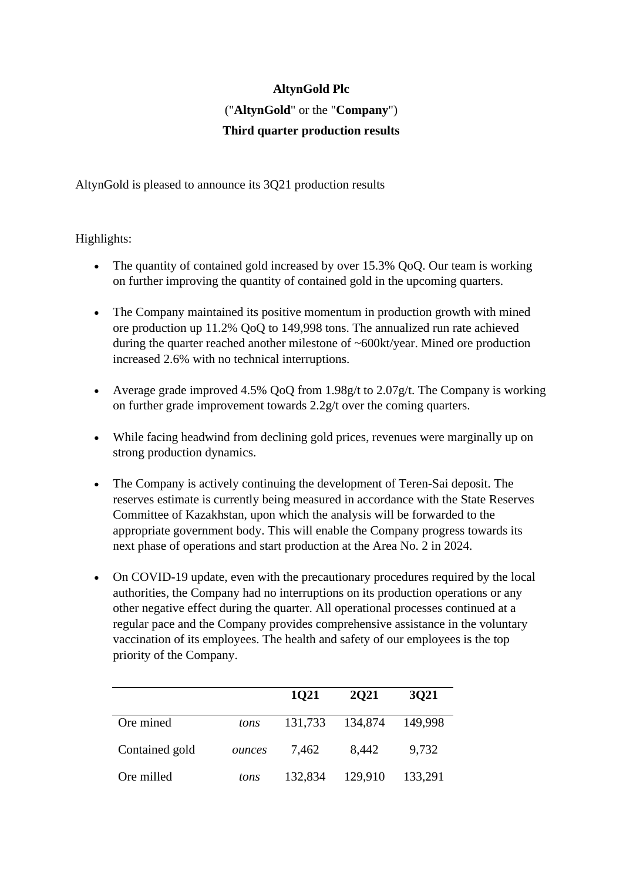**AltynGold Plc**

("**AltynGold**" or the "**Company**")

**Third quarter production results**

AltynGold is pleased to announce its 3Q21 production results

Highlights:

- The quantity of contained gold increased by over 15.3% QoQ. Our team is working on further improving the quantity of contained gold in the upcoming quarters.

- The Company maintained its positive momentum in production growth with mined ore production up 11.2% QoQ to 149,998 tons. The annualized run rate achieved during the quarter reached another milestone of ~600kt/year. Mined ore production increased 2.6% with no technical interruptions.

- Average grade improved 4.5% QoQ from 1.98g/t to 2.07g/t. The Company is working on further grade improvement towards 2.2g/t over the coming quarters.

- While facing headwind from declining gold prices, revenues were marginally up on strong production dynamics.

- The Company is actively continuing the development of Teren-Sai deposit. The reserves estimate is currently being measured in accordance with the State Reserves Committee of Kazakhstan, upon which the analysis will be forwarded to the appropriate government body. This will enable the Company progress towards its next phase of operations and start production at the Area No. 2 in 2024.

- On COVID-19 update, even with the precautionary procedures required by the local authorities, the Company had no interruptions on its production operations or any other negative effect during the quarter. All operational processes continued at a regular pace and the Company provides comprehensive assistance in the voluntary vaccination of its employees. The health and safety of our employees is the top priority of the Company.

| | | **1Q21** | **2Q21** | **3Q21** |
|---|---|---|---|---|
| Ore mined | *tons* | 131,733 | 134,874 | 149,998 |
| Contained gold | *ounces* | 7,462 | 8,442 | 9,732 |
| Ore milled | *tons* | 132,834 | 129,910 | 133,291 |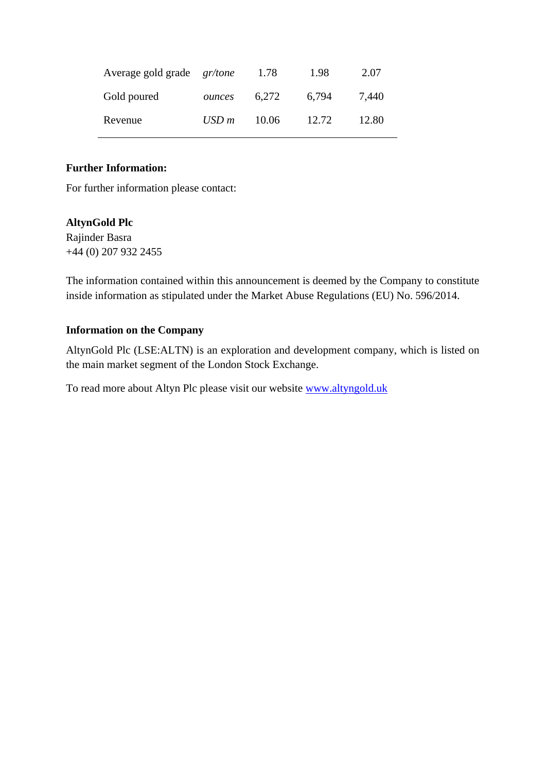| | | | | |
|---|---|---|---|---|
| Average gold grade | *gr/tone* | 1.78 | 1.98 | 2.07 |
| Gold poured | *ounces* | 6,272 | 6,794 | 7,440 |
| Revenue | *USD m* | 10.06 | 12.72 | 12.80 |

**Further Information:**

For further information please contact:

**AltynGold Plc**
Rajinder Basra
+44 (0) 207 932 2455

The information contained within this announcement is deemed by the Company to constitute inside information as stipulated under the Market Abuse Regulations (EU) No. 596/2014.

**Information on the Company**

AltynGold Plc (LSE:ALTN) is an exploration and development company, which is listed on the main market segment of the London Stock Exchange.

To read more about Altyn Plc please visit our website [www.altyngold.uk](http://www.altyngold.uk)